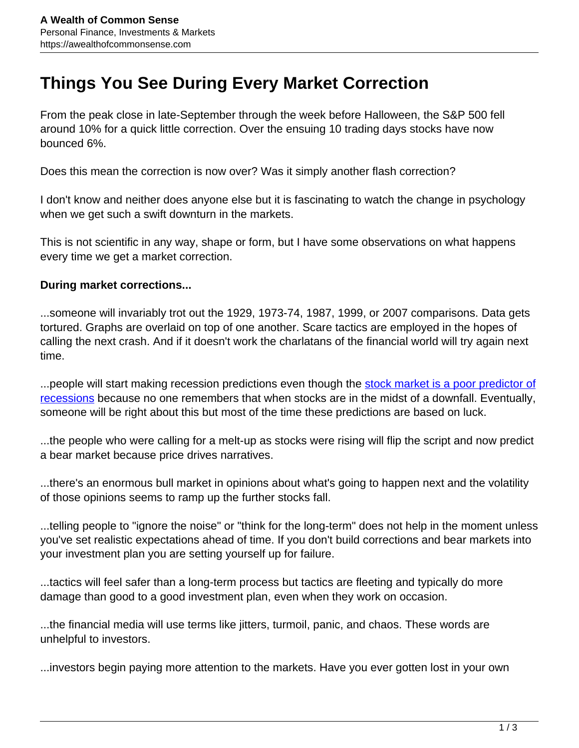# Things You See During Every Market Correction

From the peak close in late-September through the week before Halloween, the S&P 500 fell around 10% for a quick little correction. Over the ensuing 10 trading days stocks have now bounced 6%.

Does this mean the correction is now over? Was it simply another flash correction?

I don't know and neither does anyone else but it is fascinating to watch the change in psychology when we get such a swift downturn in the markets.

This is not scientific in any way, shape or form, but I have some observations on what happens every time we get a market correction.

**During market corrections...**

...someone will invariably trot out the 1929, 1973-74, 1987, 1999, or 2007 comparisons. Data gets tortured. Graphs are overlaid on top of one another. Scare tactics are employed in the hopes of calling the next crash. And if it doesn't work the charlatans of the financial world will try again next time.

...people will start making recession predictions even though the stock market is a poor predictor of recessions because no one remembers that when stocks are in the midst of a downfall. Eventually, someone will be right about this but most of the time these predictions are based on luck.

...the people who were calling for a melt-up as stocks were rising will flip the script and now predict a bear market because price drives narratives.

...there's an enormous bull market in opinions about what's going to happen next and the volatility of those opinions seems to ramp up the further stocks fall.

...telling people to "ignore the noise" or "think for the long-term" does not help in the moment unless you've set realistic expectations ahead of time. If you don't build corrections and bear markets into your investment plan you are setting yourself up for failure.

...tactics will feel safer than a long-term process but tactics are fleeting and typically do more damage than good to a good investment plan, even when they work on occasion.

...the financial media will use terms like jitters, turmoil, panic, and chaos. These words are unhelpful to investors.

...investors begin paying more attention to the markets. Have you ever gotten lost in your own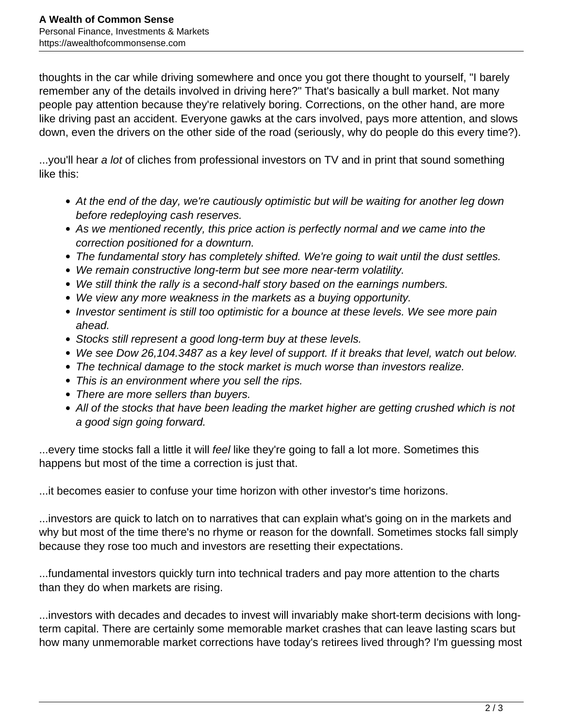thoughts in the car while driving somewhere and once you got there thought to yourself, "I barely remember any of the details involved in driving here?" That's basically a bull market. Not many people pay attention because they're relatively boring. Corrections, on the other hand, are more like driving past an accident. Everyone gawks at the cars involved, pays more attention, and slows down, even the drivers on the other side of the road (seriously, why do people do this every time?).

...you'll hear *a lot* of cliches from professional investors on TV and in print that sound something like this:

- *At the end of the day, we're cautiously optimistic but will be waiting for another leg down before redeploying cash reserves.*
- *As we mentioned recently, this price action is perfectly normal and we came into the correction positioned for a downturn.*
- *The fundamental story has completely shifted. We're going to wait until the dust settles.*
- *We remain constructive long-term but see more near-term volatility.*
- *We still think the rally is a second-half story based on the earnings numbers.*
- *We view any more weakness in the markets as a buying opportunity.*
- *Investor sentiment is still too optimistic for a bounce at these levels. We see more pain ahead.*
- *Stocks still represent a good long-term buy at these levels.*
- *We see Dow 26,104.3487 as a key level of support. If it breaks that level, watch out below.*
- *The technical damage to the stock market is much worse than investors realize.*
- *This is an environment where you sell the rips.*
- *There are more sellers than buyers.*
- *All of the stocks that have been leading the market higher are getting crushed which is not a good sign going forward.*

...every time stocks fall a little it will *feel* like they're going to fall a lot more. Sometimes this happens but most of the time a correction is just that.

...it becomes easier to confuse your time horizon with other investor's time horizons.

...investors are quick to latch on to narratives that can explain what's going on in the markets and why but most of the time there's no rhyme or reason for the downfall. Sometimes stocks fall simply because they rose too much and investors are resetting their expectations.

...fundamental investors quickly turn into technical traders and pay more attention to the charts than they do when markets are rising.

...investors with decades and decades to invest will invariably make short-term decisions with long-term capital. There are certainly some memorable market crashes that can leave lasting scars but how many unmemorable market corrections have today's retirees lived through? I'm guessing most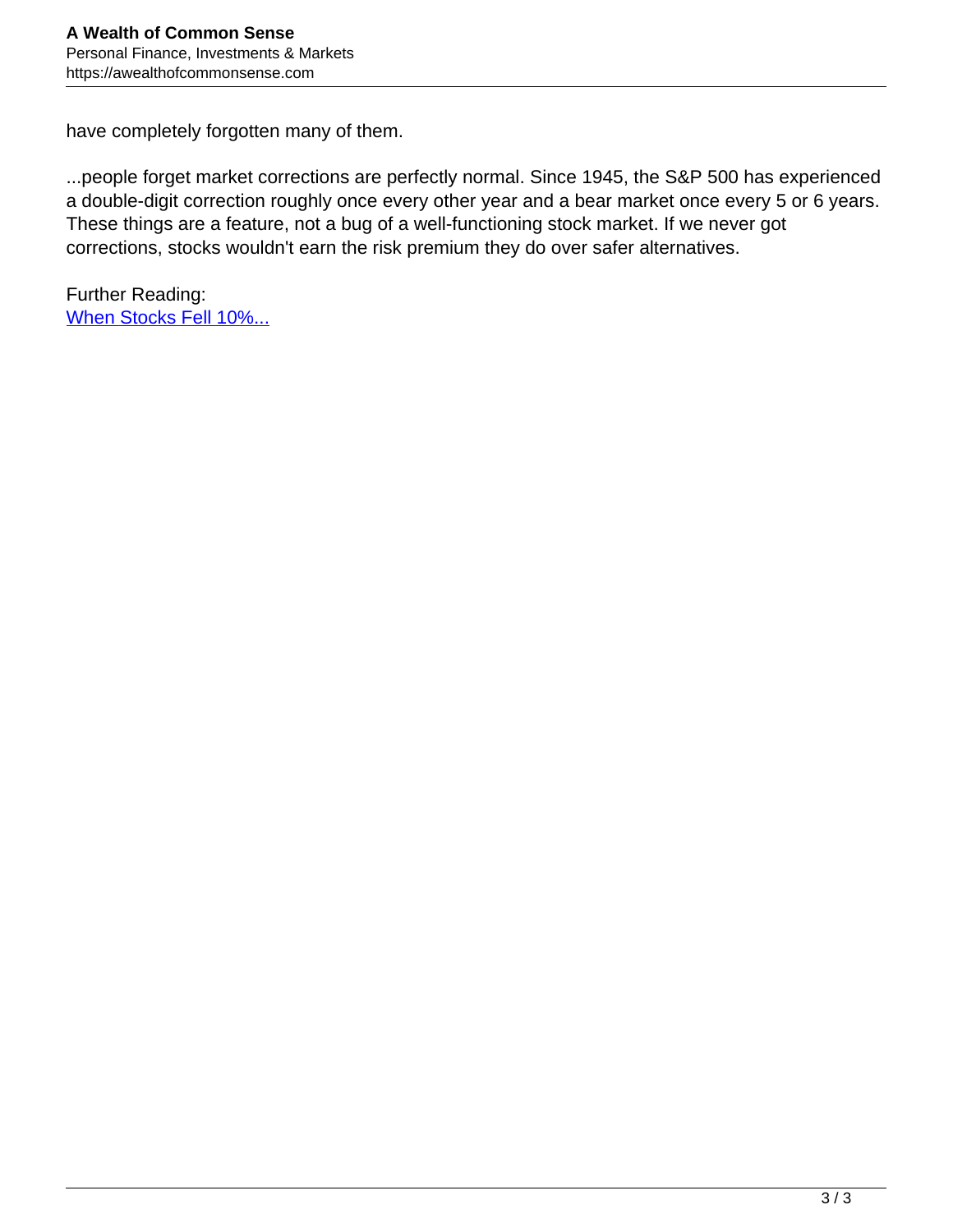have completely forgotten many of them.

...people forget market corrections are perfectly normal. Since 1945, the S&P 500 has experienced a double-digit correction roughly once every other year and a bear market once every 5 or 6 years. These things are a feature, not a bug of a well-functioning stock market. If we never got corrections, stocks wouldn't earn the risk premium they do over safer alternatives.

Further Reading:
When Stocks Fell 10%...